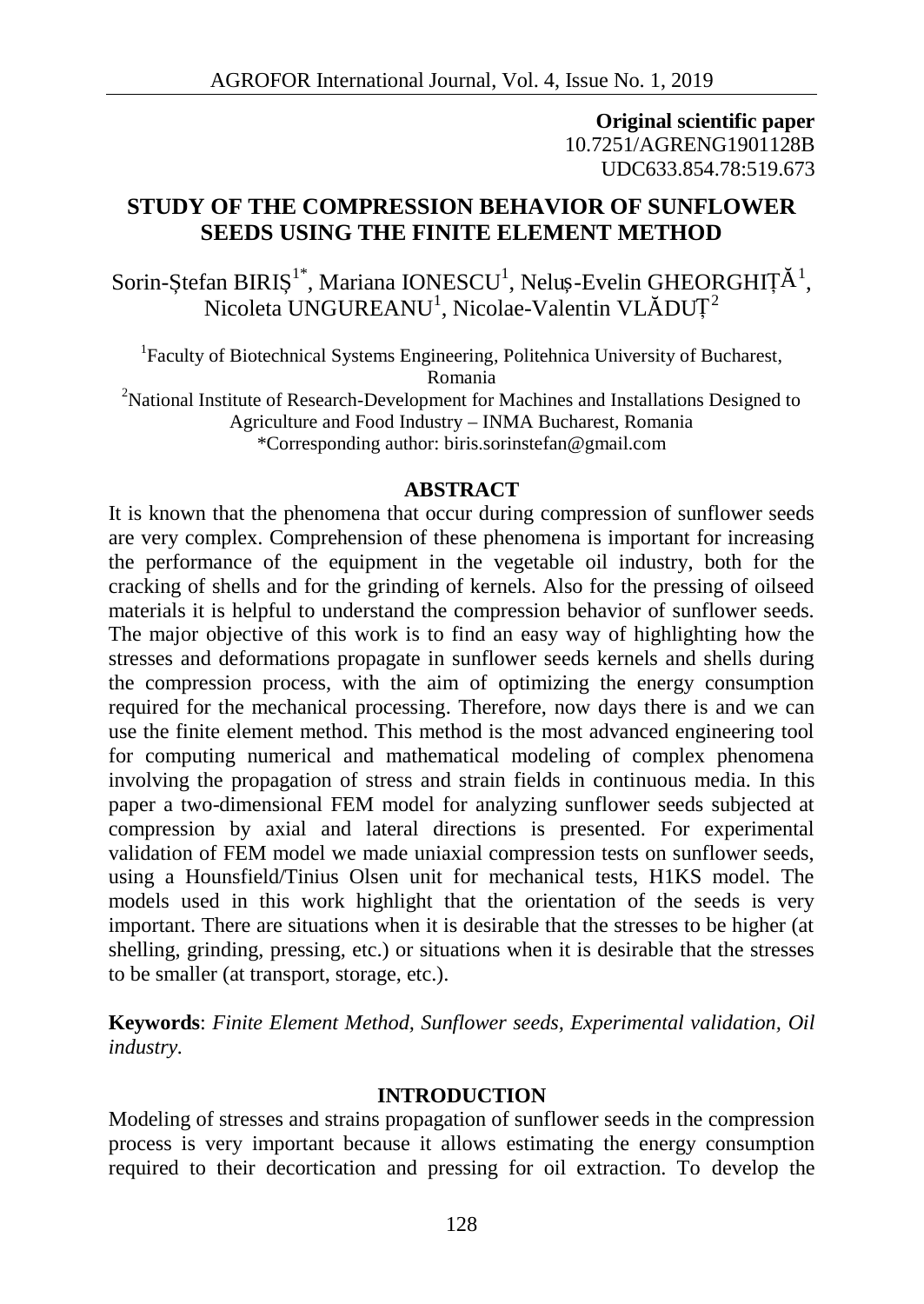**Original scientific paper**
10.7251/AGRENG1901128B
UDC633.854.78:519.673

# STUDY OF THE COMPRESSION BEHAVIOR OF SUNFLOWER SEEDS USING THE FINITE ELEMENT METHOD

Sorin-Ștefan BIRIȘ[1*], Mariana IONESCU[1], Neluș-Evelin GHEORGHIȚĂ[1], Nicoleta UNGUREANU[1], Nicolae-Valentin VLĂDUȚ[2]

[1]Faculty of Biotechnical Systems Engineering, Politehnica University of Bucharest, Romania
[2]National Institute of Research-Development for Machines and Installations Designed to Agriculture and Food Industry – INMA Bucharest, Romania
*Corresponding author: biris.sorinstefan@gmail.com

## ABSTRACT

It is known that the phenomena that occur during compression of sunflower seeds are very complex. Comprehension of these phenomena is important for increasing the performance of the equipment in the vegetable oil industry, both for the cracking of shells and for the grinding of kernels. Also for the pressing of oilseed materials it is helpful to understand the compression behavior of sunflower seeds. The major objective of this work is to find an easy way of highlighting how the stresses and deformations propagate in sunflower seeds kernels and shells during the compression process, with the aim of optimizing the energy consumption required for the mechanical processing. Therefore, now days there is and we can use the finite element method. This method is the most advanced engineering tool for computing numerical and mathematical modeling of complex phenomena involving the propagation of stress and strain fields in continuous media. In this paper a two-dimensional FEM model for analyzing sunflower seeds subjected at compression by axial and lateral directions is presented. For experimental validation of FEM model we made uniaxial compression tests on sunflower seeds, using a Hounsfield/Tinius Olsen unit for mechanical tests, H1KS model. The models used in this work highlight that the orientation of the seeds is very important. There are situations when it is desirable that the stresses to be higher (at shelling, grinding, pressing, etc.) or situations when it is desirable that the stresses to be smaller (at transport, storage, etc.).

**Keywords**: *Finite Element Method, Sunflower seeds, Experimental validation, Oil industry.*

## INTRODUCTION

Modeling of stresses and strains propagation of sunflower seeds in the compression process is very important because it allows estimating the energy consumption required to their decortication and pressing for oil extraction. To develop the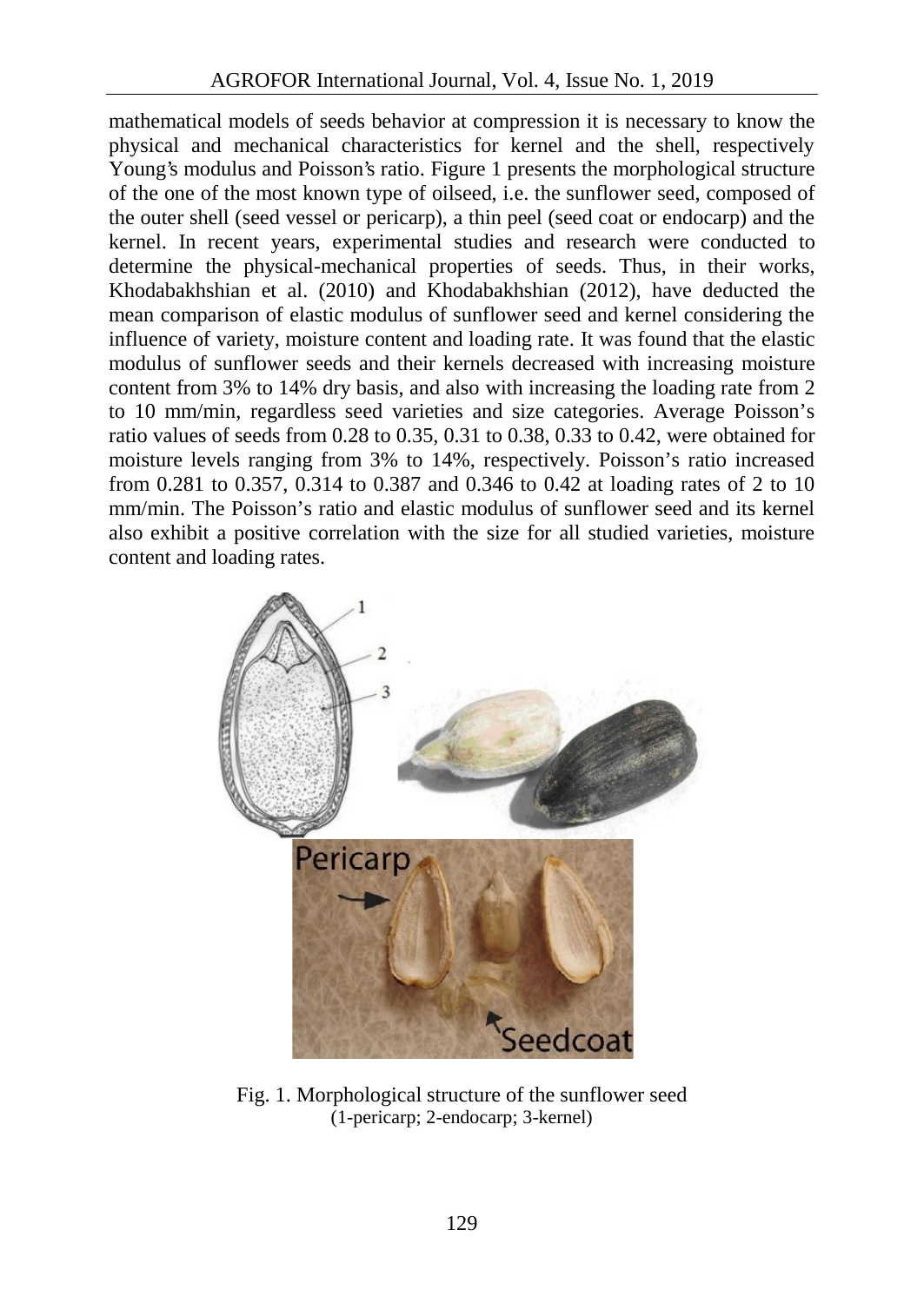mathematical models of seeds behavior at compression it is necessary to know the physical and mechanical characteristics for kernel and the shell, respectively Young's modulus and Poisson's ratio. Figure 1 presents the morphological structure of the one of the most known type of oilseed, i.e. the sunflower seed, composed of the outer shell (seed vessel or pericarp), a thin peel (seed coat or endocarp) and the kernel. In recent years, experimental studies and research were conducted to determine the physical-mechanical properties of seeds. Thus, in their works, Khodabakhshian et al. (2010) and Khodabakhshian (2012), have deducted the mean comparison of elastic modulus of sunflower seed and kernel considering the influence of variety, moisture content and loading rate. It was found that the elastic modulus of sunflower seeds and their kernels decreased with increasing moisture content from 3% to 14% dry basis, and also with increasing the loading rate from 2 to 10 mm/min, regardless seed varieties and size categories. Average Poisson's ratio values of seeds from 0.28 to 0.35, 0.31 to 0.38, 0.33 to 0.42, were obtained for moisture levels ranging from 3% to 14%, respectively. Poisson's ratio increased from 0.281 to 0.357, 0.314 to 0.387 and 0.346 to 0.42 at loading rates of 2 to 10 mm/min. The Poisson's ratio and elastic modulus of sunflower seed and its kernel also exhibit a positive correlation with the size for all studied varieties, moisture content and loading rates.

Fig. 1. Morphological structure of the sunflower seed
(1-pericarp; 2-endocarp; 3-kernel)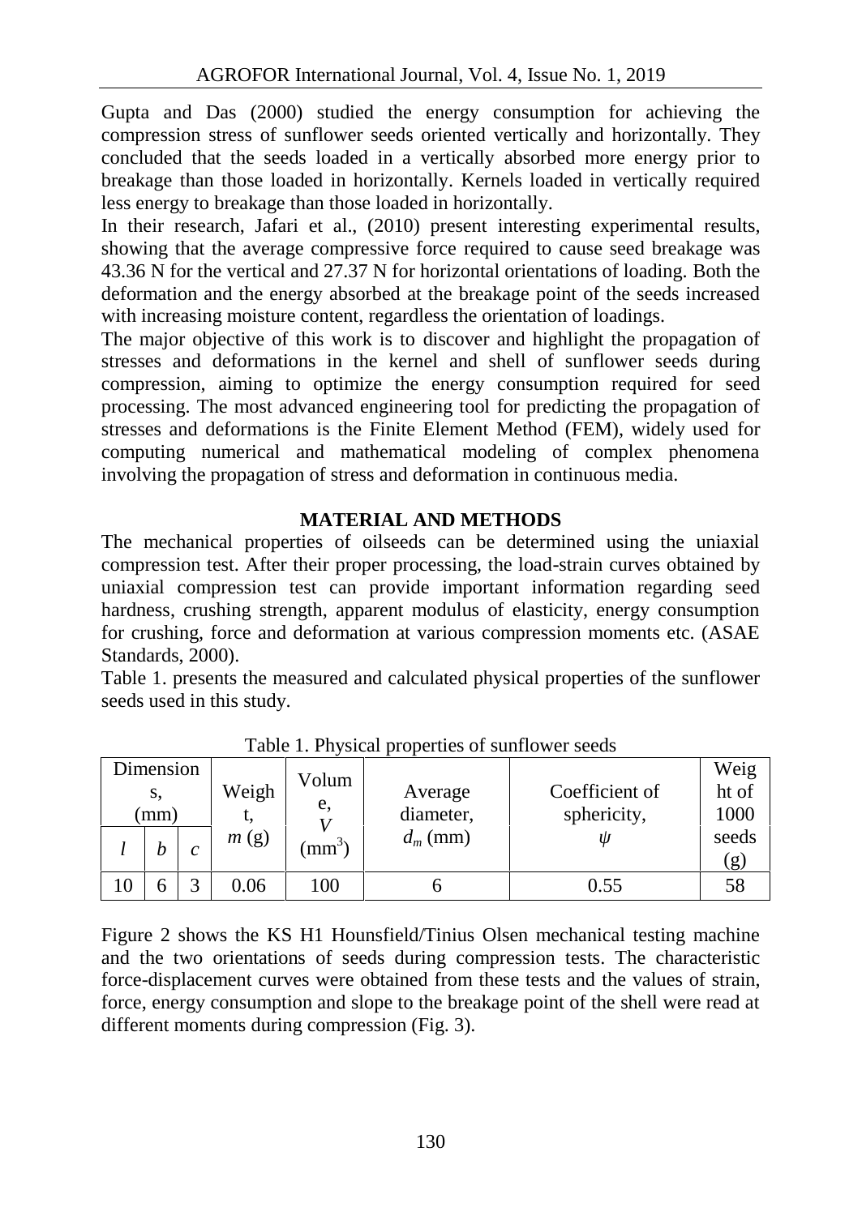Gupta and Das (2000) studied the energy consumption for achieving the compression stress of sunflower seeds oriented vertically and horizontally. They concluded that the seeds loaded in a vertically absorbed more energy prior to breakage than those loaded in horizontally. Kernels loaded in vertically required less energy to breakage than those loaded in horizontally.

In their research, Jafari et al., (2010) present interesting experimental results, showing that the average compressive force required to cause seed breakage was 43.36 N for the vertical and 27.37 N for horizontal orientations of loading. Both the deformation and the energy absorbed at the breakage point of the seeds increased with increasing moisture content, regardless the orientation of loadings.

The major objective of this work is to discover and highlight the propagation of stresses and deformations in the kernel and shell of sunflower seeds during compression, aiming to optimize the energy consumption required for seed processing. The most advanced engineering tool for predicting the propagation of stresses and deformations is the Finite Element Method (FEM), widely used for computing numerical and mathematical modeling of complex phenomena involving the propagation of stress and deformation in continuous media.

## MATERIAL AND METHODS

The mechanical properties of oilseeds can be determined using the uniaxial compression test. After their proper processing, the load-strain curves obtained by uniaxial compression test can provide important information regarding seed hardness, crushing strength, apparent modulus of elasticity, energy consumption for crushing, force and deformation at various compression moments etc. (ASAE Standards, 2000).

Table 1. presents the measured and calculated physical properties of the sunflower seeds used in this study.

Table 1. Physical properties of sunflower seeds

| Dimensions, (mm) | | | Weight, $m$ (g) | Volume, $V$ (mm$^3$) | Average diameter, $d_m$ (mm) | Coefficient of sphericity, $\psi$ | Weight of 1000 seeds (g) |
|---|---|---|---|---|---|---|---|
| $l$ | $b$ | $c$ | | | | | |
| 10 | 6 | 3 | 0.06 | 100 | 6 | 0.55 | 58 |

Figure 2 shows the KS H1 Hounsfield/Tinius Olsen mechanical testing machine and the two orientations of seeds during compression tests. The characteristic force-displacement curves were obtained from these tests and the values of strain, force, energy consumption and slope to the breakage point of the shell were read at different moments during compression (Fig. 3).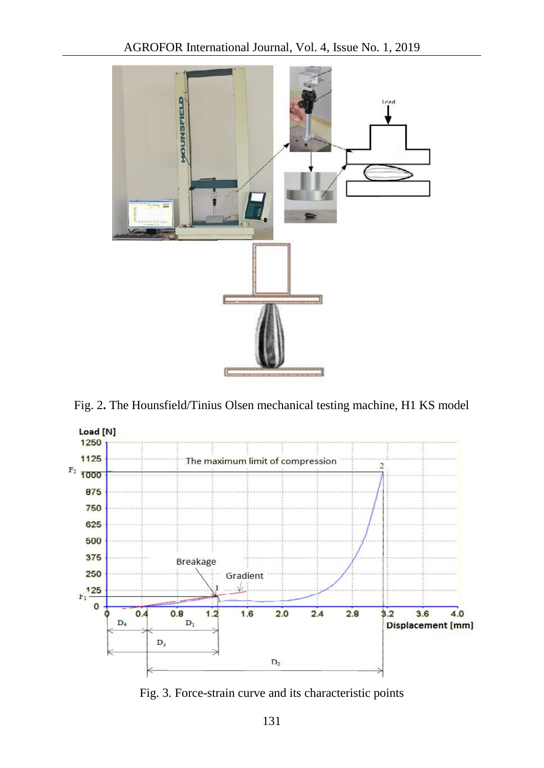Fig. 2. The Hounsfield/Tinius Olsen mechanical testing machine, H1 KS model

Fig. 3. Force-strain curve and its characteristic points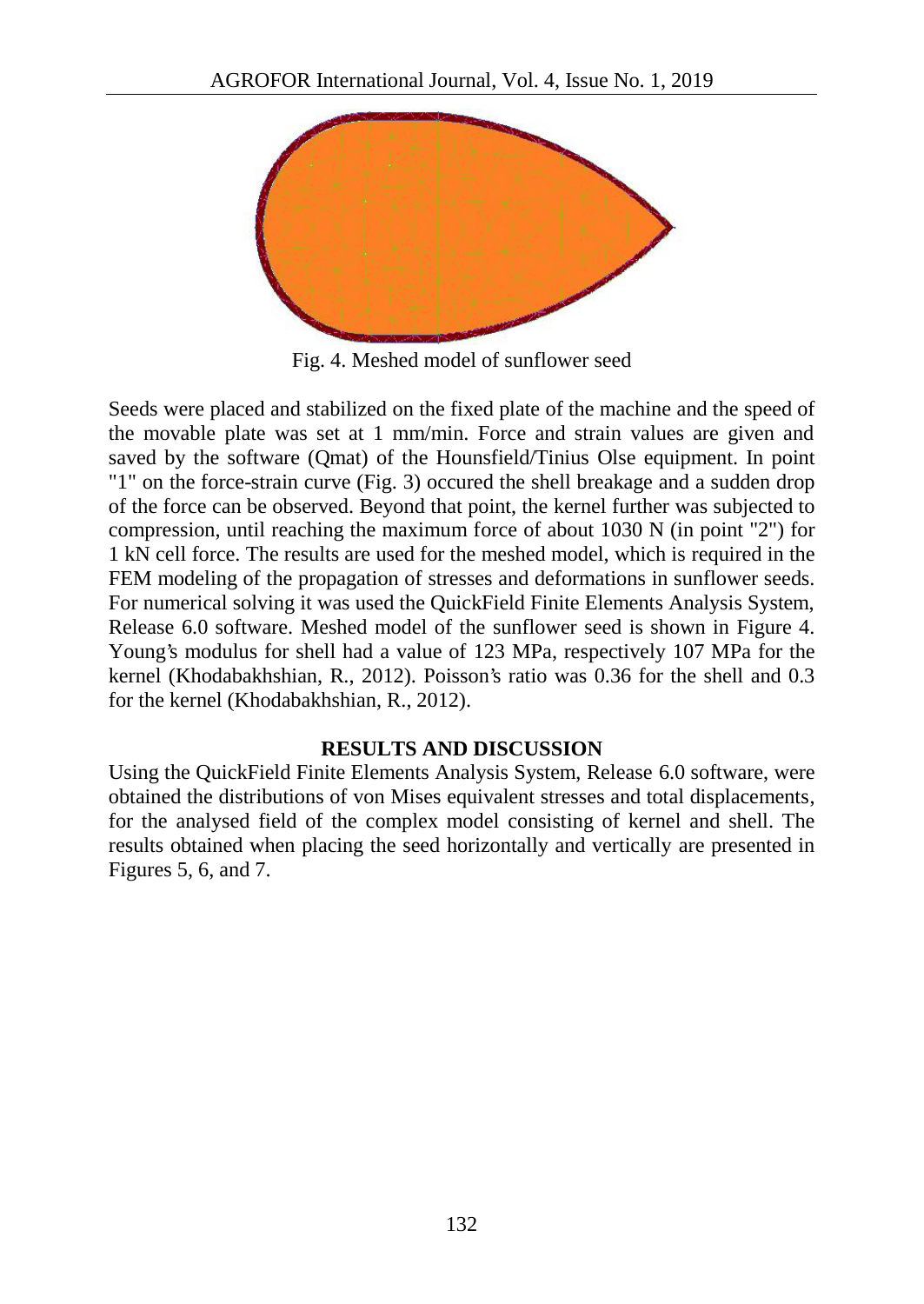Fig. 4. Meshed model of sunflower seed

Seeds were placed and stabilized on the fixed plate of the machine and the speed of the movable plate was set at 1 mm/min. Force and strain values are given and saved by the software (Qmat) of the Hounsfield/Tinius Olse equipment. In point "1" on the force-strain curve (Fig. 3) occured the shell breakage and a sudden drop of the force can be observed. Beyond that point, the kernel further was subjected to compression, until reaching the maximum force of about 1030 N (in point "2") for 1 kN cell force. The results are used for the meshed model, which is required in the FEM modeling of the propagation of stresses and deformations in sunflower seeds. For numerical solving it was used the QuickField Finite Elements Analysis System, Release 6.0 software. Meshed model of the sunflower seed is shown in Figure 4. Young's modulus for shell had a value of 123 MPa, respectively 107 MPa for the kernel (Khodabakhshian, R., 2012). Poisson's ratio was 0.36 for the shell and 0.3 for the kernel (Khodabakhshian, R., 2012).

## RESULTS AND DISCUSSION

Using the QuickField Finite Elements Analysis System, Release 6.0 software, were obtained the distributions of von Mises equivalent stresses and total displacements, for the analysed field of the complex model consisting of kernel and shell. The results obtained when placing the seed horizontally and vertically are presented in Figures 5, 6, and 7.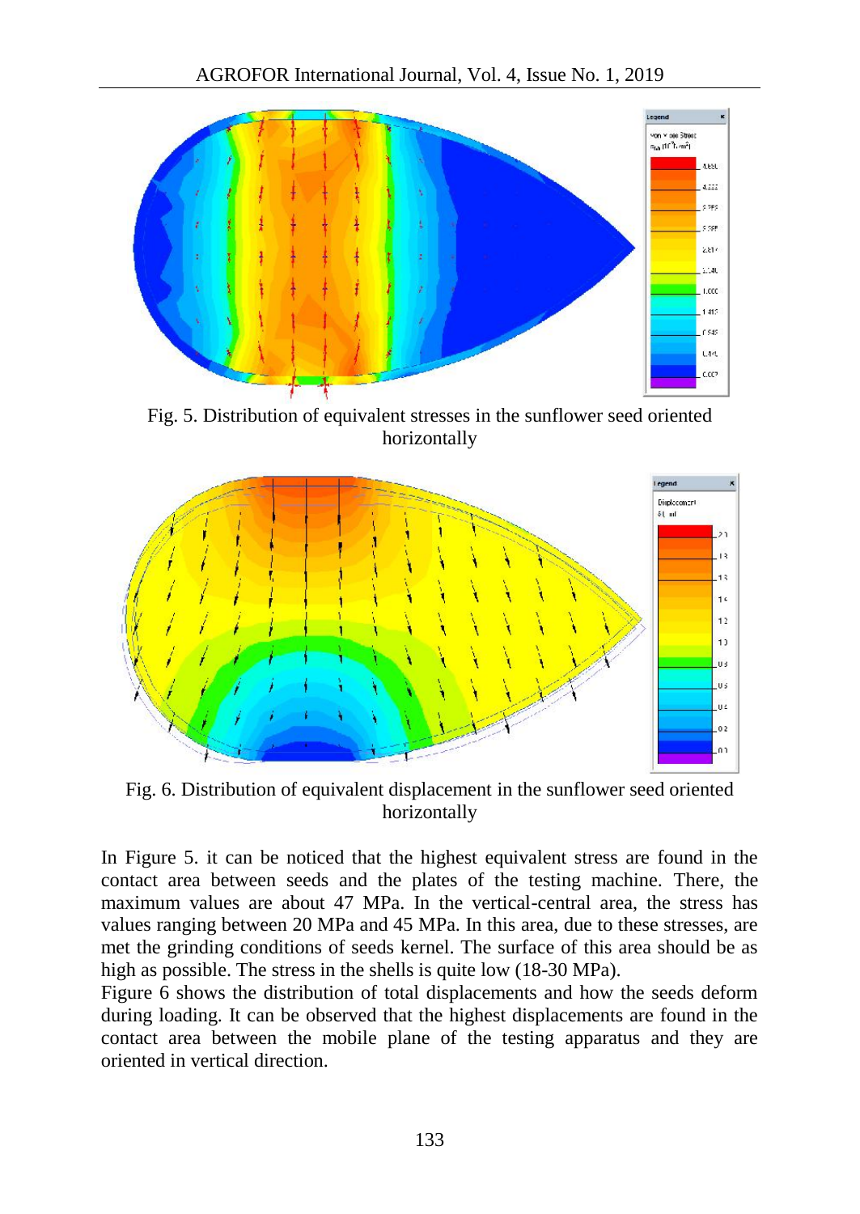Fig. 5. Distribution of equivalent stresses in the sunflower seed oriented horizontally

Fig. 6. Distribution of equivalent displacement in the sunflower seed oriented horizontally

In Figure 5. it can be noticed that the highest equivalent stress are found in the contact area between seeds and the plates of the testing machine. There, the maximum values are about 47 MPa. In the vertical-central area, the stress has values ranging between 20 MPa and 45 MPa. In this area, due to these stresses, are met the grinding conditions of seeds kernel. The surface of this area should be as high as possible. The stress in the shells is quite low (18-30 MPa).

Figure 6 shows the distribution of total displacements and how the seeds deform during loading. It can be observed that the highest displacements are found in the contact area between the mobile plane of the testing apparatus and they are oriented in vertical direction.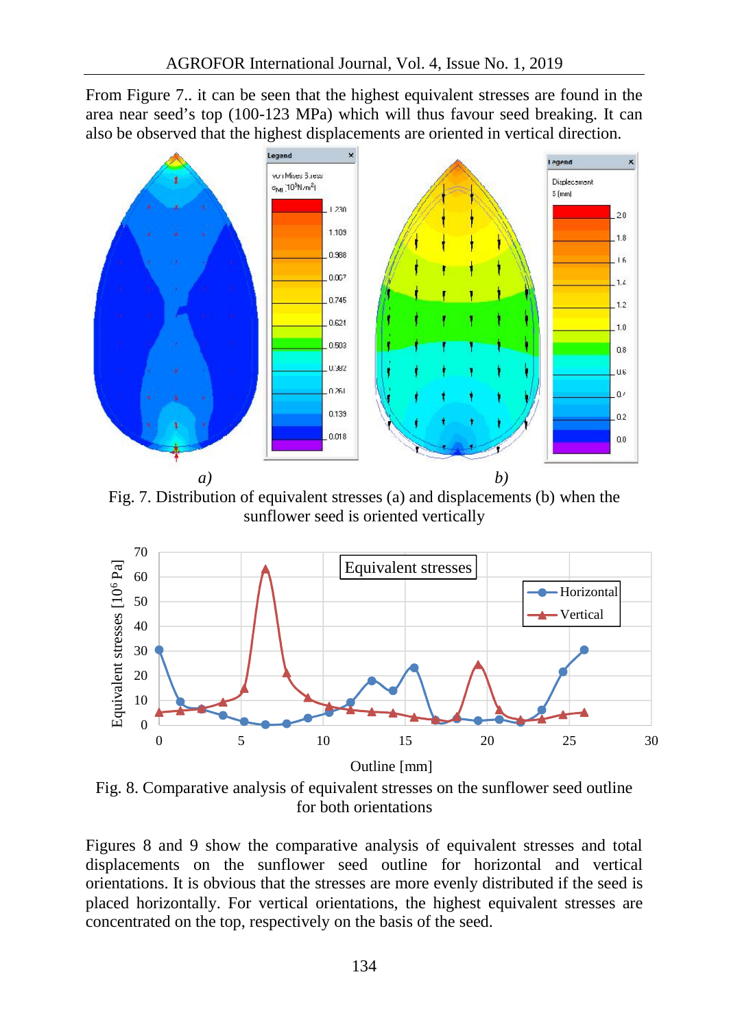From Figure 7.. it can be seen that the highest equivalent stresses are found in the area near seed's top (100-123 MPa) which will thus favour seed breaking. It can also be observed that the highest displacements are oriented in vertical direction.

*a)* *b)*

Fig. 7. Distribution of equivalent stresses (a) and displacements (b) when the sunflower seed is oriented vertically

Fig. 8. Comparative analysis of equivalent stresses on the sunflower seed outline for both orientations

Figures 8 and 9 show the comparative analysis of equivalent stresses and total displacements on the sunflower seed outline for horizontal and vertical orientations. It is obvious that the stresses are more evenly distributed if the seed is placed horizontally. For vertical orientations, the highest equivalent stresses are concentrated on the top, respectively on the basis of the seed.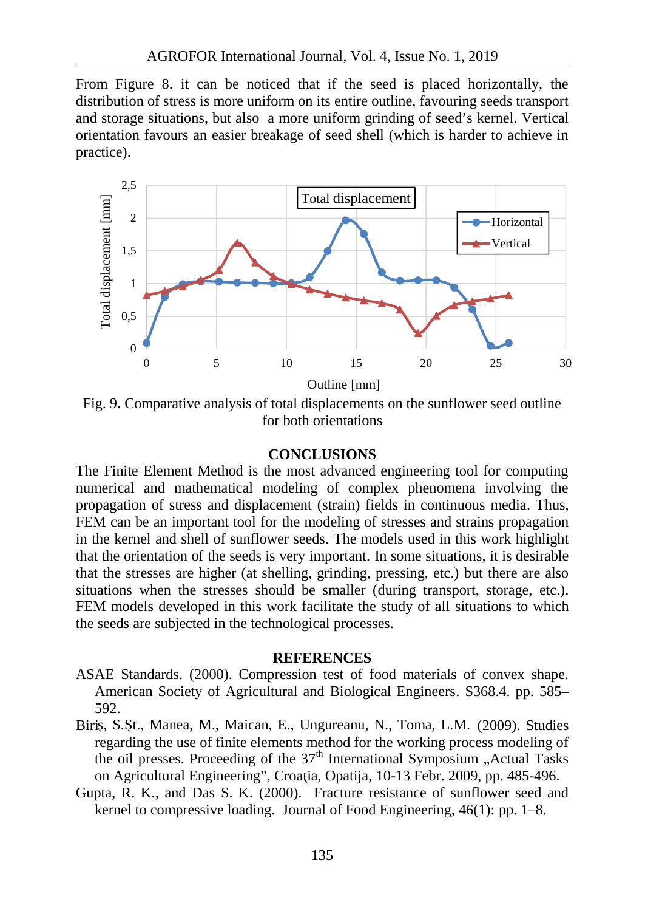From Figure 8. it can be noticed that if the seed is placed horizontally, the distribution of stress is more uniform on its entire outline, favouring seeds transport and storage situations, but also a more uniform grinding of seed's kernel. Vertical orientation favours an easier breakage of seed shell (which is harder to achieve in practice).

Fig. 9. Comparative analysis of total displacements on the sunflower seed outline for both orientations

## CONCLUSIONS

The Finite Element Method is the most advanced engineering tool for computing numerical and mathematical modeling of complex phenomena involving the propagation of stress and displacement (strain) fields in continuous media. Thus, FEM can be an important tool for the modeling of stresses and strains propagation in the kernel and shell of sunflower seeds. The models used in this work highlight that the orientation of the seeds is very important. In some situations, it is desirable that the stresses are higher (at shelling, grinding, pressing, etc.) but there are also situations when the stresses should be smaller (during transport, storage, etc.). FEM models developed in this work facilitate the study of all situations to which the seeds are subjected in the technological processes.

## REFERENCES

ASAE Standards. (2000). Compression test of food materials of convex shape. American Society of Agricultural and Biological Engineers. S368.4. pp. 585–592.

Biriș, S.Șt., Manea, M., Maican, E., Ungureanu, N., Toma, L.M. (2009). Studies regarding the use of finite elements method for the working process modeling of the oil presses. Proceeding of the 37th International Symposium „Actual Tasks on Agricultural Engineering", Croaţia, Opatija, 10-13 Febr. 2009, pp. 485-496.

Gupta, R. K., and Das S. K. (2000). Fracture resistance of sunflower seed and kernel to compressive loading. Journal of Food Engineering, 46(1): pp. 1–8.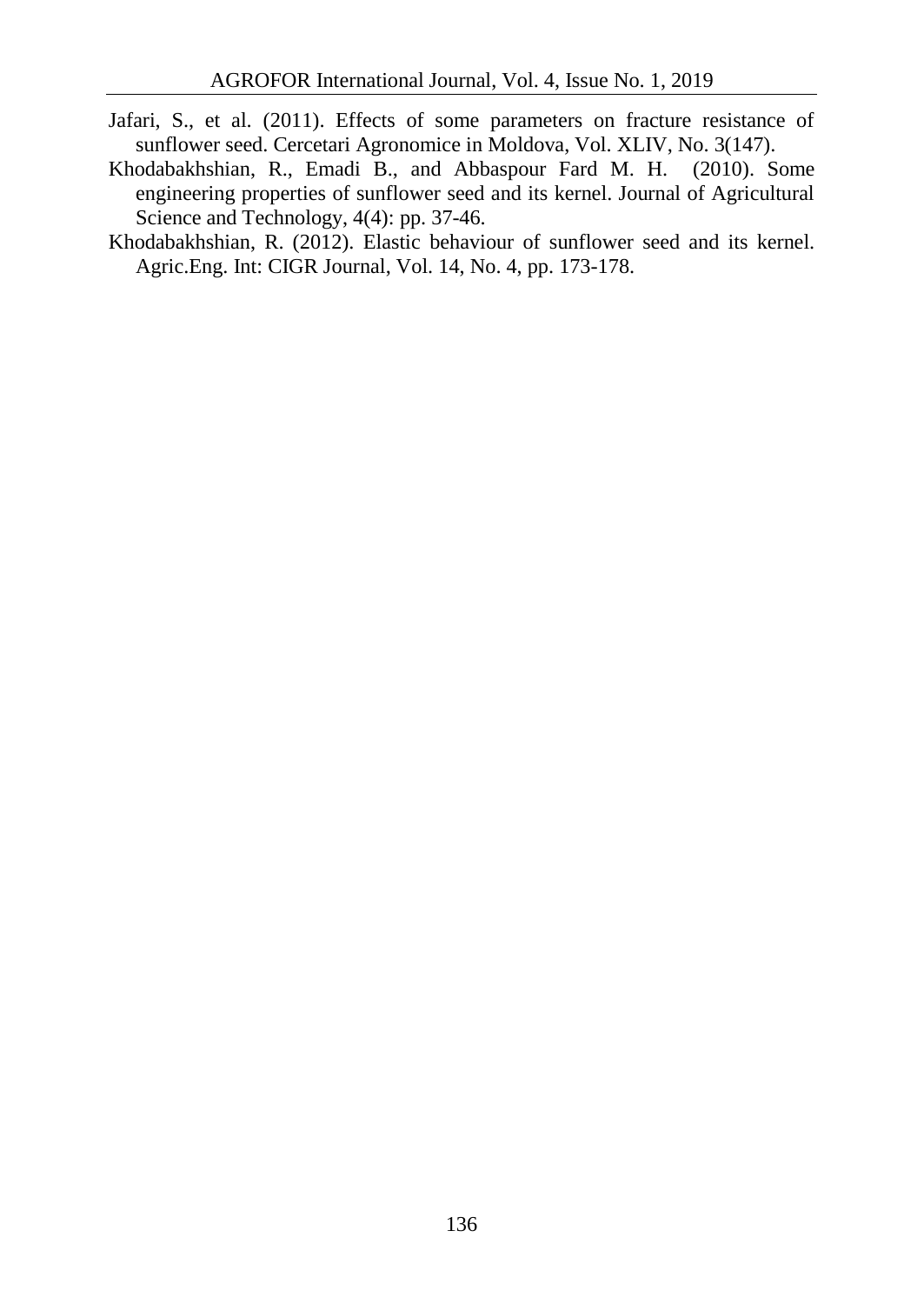Jafari, S., et al. (2011). Effects of some parameters on fracture resistance of sunflower seed. Cercetari Agronomice in Moldova, Vol. XLIV, No. 3(147).

Khodabakhshian, R., Emadi B., and Abbaspour Fard M. H. (2010). Some engineering properties of sunflower seed and its kernel. Journal of Agricultural Science and Technology, 4(4): pp. 37-46.

Khodabakhshian, R. (2012). Elastic behaviour of sunflower seed and its kernel. Agric.Eng. Int: CIGR Journal, Vol. 14, No. 4, pp. 173-178.